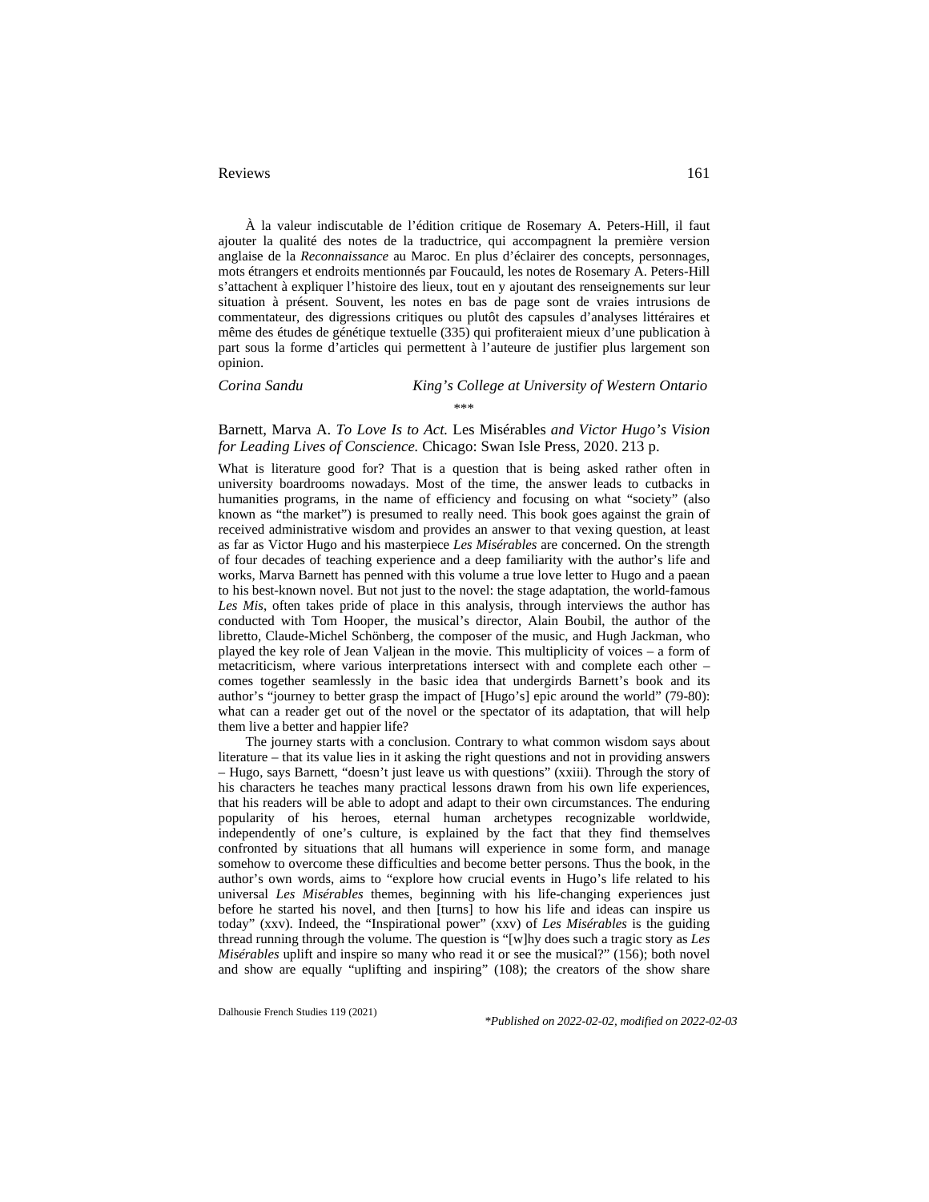À la valeur indiscutable de l'édition critique de Rosemary A. Peters-Hill, il faut ajouter la qualité des notes de la traductrice, qui accompagnent la première version anglaise de la *Reconnaissance* au Maroc. En plus d'éclairer des concepts, personnages, mots étrangers et endroits mentionnés par Foucauld, les notes de Rosemary A. Peters-Hill s'attachent à expliquer l'histoire des lieux, tout en y ajoutant des renseignements sur leur situation à présent. Souvent, les notes en bas de page sont de vraies intrusions de commentateur, des digressions critiques ou plutôt des capsules d'analyses littéraires et même des études de génétique textuelle (335) qui profiteraient mieux d'une publication à part sous la forme d'articles qui permettent à l'auteure de justifier plus largement son opinion.

*Corina Sandu* — *King's College at University of Western Ontario*

\*\*\*

Barnett, Marva A. *To Love Is to Act.* Les Misérables *and Victor Hugo's Vision for Leading Lives of Conscience.* Chicago: Swan Isle Press, 2020. 213 p.

What is literature good for? That is a question that is being asked rather often in university boardrooms nowadays. Most of the time, the answer leads to cutbacks in humanities programs, in the name of efficiency and focusing on what "society" (also known as "the market") is presumed to really need. This book goes against the grain of received administrative wisdom and provides an answer to that vexing question, at least as far as Victor Hugo and his masterpiece *Les Misérables* are concerned. On the strength of four decades of teaching experience and a deep familiarity with the author's life and works, Marva Barnett has penned with this volume a true love letter to Hugo and a paean to his best-known novel. But not just to the novel: the stage adaptation, the world-famous *Les Mis*, often takes pride of place in this analysis, through interviews the author has conducted with Tom Hooper, the musical's director, Alain Boubil, the author of the libretto, Claude-Michel Schönberg, the composer of the music, and Hugh Jackman, who played the key role of Jean Valjean in the movie. This multiplicity of voices – a form of metacriticism, where various interpretations intersect with and complete each other – comes together seamlessly in the basic idea that undergirds Barnett's book and its author's "journey to better grasp the impact of [Hugo's] epic around the world" (79-80): what can a reader get out of the novel or the spectator of its adaptation, that will help them live a better and happier life?

The journey starts with a conclusion. Contrary to what common wisdom says about literature – that its value lies in it asking the right questions and not in providing answers – Hugo, says Barnett, "doesn't just leave us with questions" (xxiii). Through the story of his characters he teaches many practical lessons drawn from his own life experiences, that his readers will be able to adopt and adapt to their own circumstances. The enduring popularity of his heroes, eternal human archetypes recognizable worldwide, independently of one's culture, is explained by the fact that they find themselves confronted by situations that all humans will experience in some form, and manage somehow to overcome these difficulties and become better persons. Thus the book, in the author's own words, aims to "explore how crucial events in Hugo's life related to his universal *Les Misérables* themes, beginning with his life-changing experiences just before he started his novel, and then [turns] to how his life and ideas can inspire us today" (xxv). Indeed, the "Inspirational power" (xxv) of *Les Misérables* is the guiding thread running through the volume. The question is "[w]hy does such a tragic story as *Les Misérables* uplift and inspire so many who read it or see the musical?" (156); both novel and show are equally "uplifting and inspiring" (108); the creators of the show share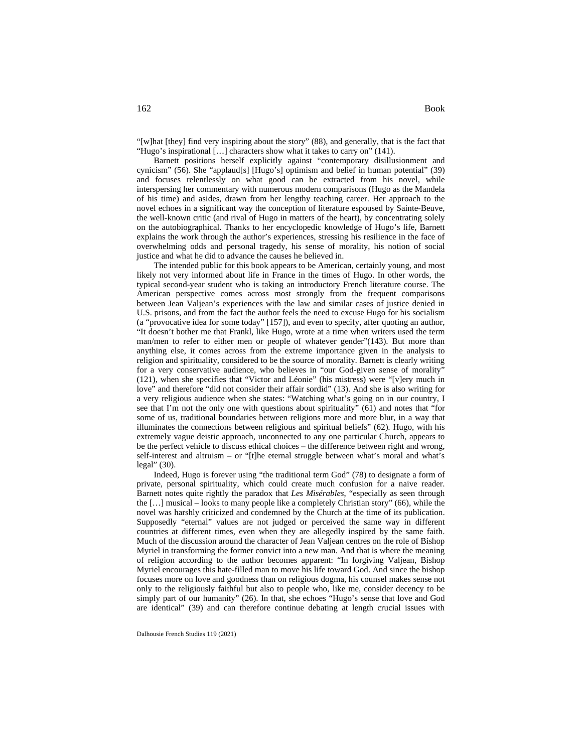"[w]hat [they] find very inspiring about the story" (88), and generally, that is the fact that "Hugo's inspirational […] characters show what it takes to carry on" (141).

Barnett positions herself explicitly against "contemporary disillusionment and cynicism" (56). She "applaud[s] [Hugo's] optimism and belief in human potential" (39) and focuses relentlessly on what good can be extracted from his novel, while interspersing her commentary with numerous modern comparisons (Hugo as the Mandela of his time) and asides, drawn from her lengthy teaching career. Her approach to the novel echoes in a significant way the conception of literature espoused by Sainte-Beuve, the well-known critic (and rival of Hugo in matters of the heart), by concentrating solely on the autobiographical. Thanks to her encyclopedic knowledge of Hugo's life, Barnett explains the work through the author's experiences, stressing his resilience in the face of overwhelming odds and personal tragedy, his sense of morality, his notion of social justice and what he did to advance the causes he believed in.

The intended public for this book appears to be American, certainly young, and most likely not very informed about life in France in the times of Hugo. In other words, the typical second-year student who is taking an introductory French literature course. The American perspective comes across most strongly from the frequent comparisons between Jean Valjean's experiences with the law and similar cases of justice denied in U.S. prisons, and from the fact the author feels the need to excuse Hugo for his socialism (a "provocative idea for some today" [157]), and even to specify, after quoting an author, "It doesn't bother me that Frankl, like Hugo, wrote at a time when writers used the term man/men to refer to either men or people of whatever gender"(143). But more than anything else, it comes across from the extreme importance given in the analysis to religion and spirituality, considered to be the source of morality. Barnett is clearly writing for a very conservative audience, who believes in "our God-given sense of morality" (121), when she specifies that "Victor and Léonie" (his mistress) were "[v]ery much in love" and therefore "did not consider their affair sordid" (13). And she is also writing for a very religious audience when she states: "Watching what's going on in our country, I see that I'm not the only one with questions about spirituality" (61) and notes that "for some of us, traditional boundaries between religions more and more blur, in a way that illuminates the connections between religious and spiritual beliefs" (62). Hugo, with his extremely vague deistic approach, unconnected to any one particular Church, appears to be the perfect vehicle to discuss ethical choices – the difference between right and wrong, self-interest and altruism – or "[t]he eternal struggle between what's moral and what's legal" (30).

Indeed, Hugo is forever using "the traditional term God" (78) to designate a form of private, personal spirituality, which could create much confusion for a naive reader. Barnett notes quite rightly the paradox that *Les Misérables*, "especially as seen through the […] musical – looks to many people like a completely Christian story" (66), while the novel was harshly criticized and condemned by the Church at the time of its publication. Supposedly "eternal" values are not judged or perceived the same way in different countries at different times, even when they are allegedly inspired by the same faith. Much of the discussion around the character of Jean Valjean centres on the role of Bishop Myriel in transforming the former convict into a new man. And that is where the meaning of religion according to the author becomes apparent: "In forgiving Valjean, Bishop Myriel encourages this hate-filled man to move his life toward God. And since the bishop focuses more on love and goodness than on religious dogma, his counsel makes sense not only to the religiously faithful but also to people who, like me, consider decency to be simply part of our humanity" (26). In that, she echoes "Hugo's sense that love and God are identical" (39) and can therefore continue debating at length crucial issues with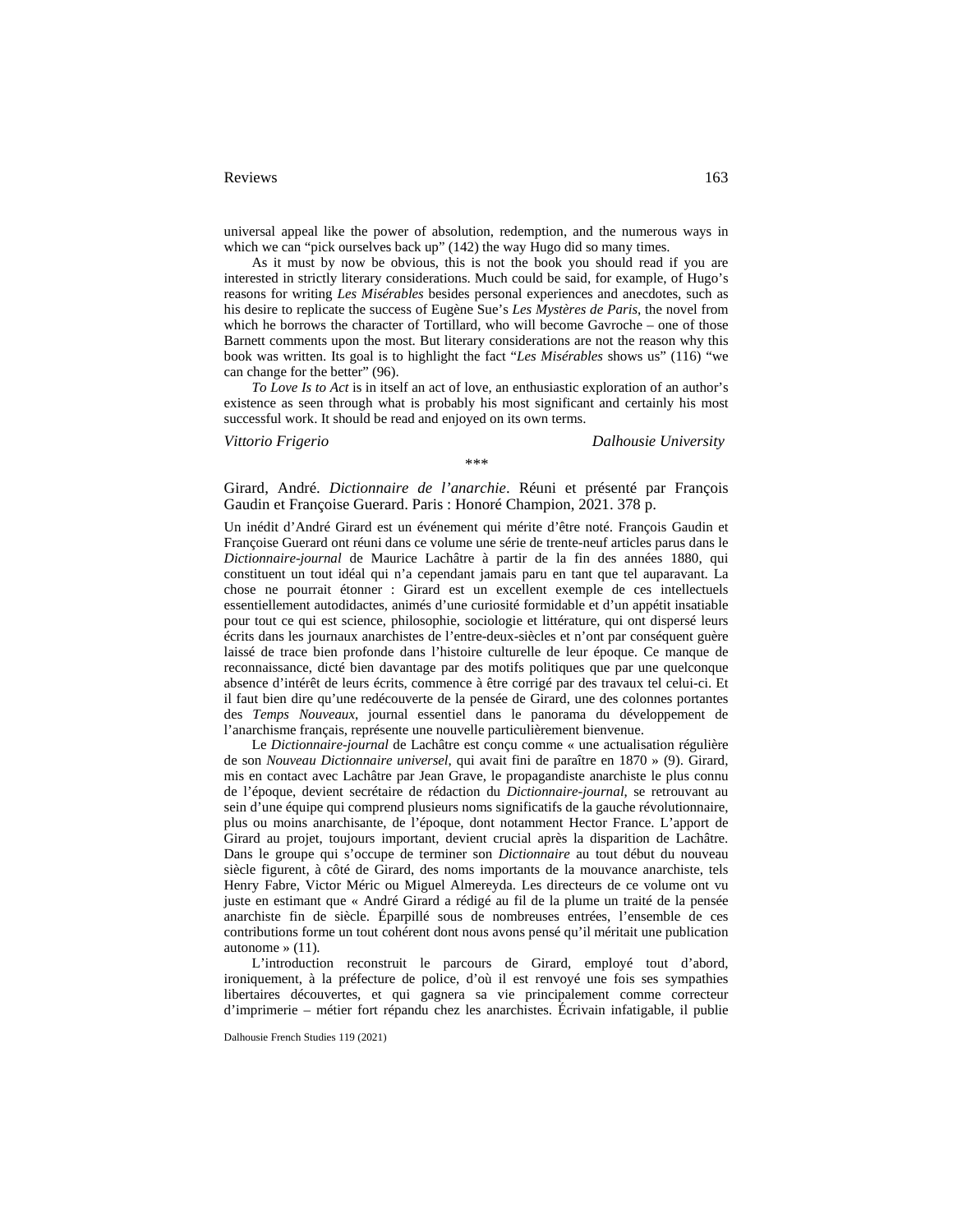universal appeal like the power of absolution, redemption, and the numerous ways in which we can "pick ourselves back up" (142) the way Hugo did so many times.

As it must by now be obvious, this is not the book you should read if you are interested in strictly literary considerations. Much could be said, for example, of Hugo's reasons for writing *Les Misérables* besides personal experiences and anecdotes, such as his desire to replicate the success of Eugène Sue's *Les Mystères de Paris*, the novel from which he borrows the character of Tortillard, who will become Gavroche – one of those Barnett comments upon the most. But literary considerations are not the reason why this book was written. Its goal is to highlight the fact "*Les Misérables* shows us" (116) "we can change for the better" (96).

*To Love Is to Act* is in itself an act of love, an enthusiastic exploration of an author's existence as seen through what is probably his most significant and certainly his most successful work. It should be read and enjoyed on its own terms.

*Vittorio Frigerio* *Dalhousie University*

***

Girard, André. *Dictionnaire de l'anarchie*. Réuni et présenté par François Gaudin et Françoise Guerard. Paris : Honoré Champion, 2021. 378 p.

Un inédit d'André Girard est un événement qui mérite d'être noté. François Gaudin et Françoise Guerard ont réuni dans ce volume une série de trente-neuf articles parus dans le *Dictionnaire-journal* de Maurice Lachâtre à partir de la fin des années 1880, qui constituent un tout idéal qui n'a cependant jamais paru en tant que tel auparavant. La chose ne pourrait étonner : Girard est un excellent exemple de ces intellectuels essentiellement autodidactes, animés d'une curiosité formidable et d'un appétit insatiable pour tout ce qui est science, philosophie, sociologie et littérature, qui ont dispersé leurs écrits dans les journaux anarchistes de l'entre-deux-siècles et n'ont par conséquent guère laissé de trace bien profonde dans l'histoire culturelle de leur époque. Ce manque de reconnaissance, dicté bien davantage par des motifs politiques que par une quelconque absence d'intérêt de leurs écrits, commence à être corrigé par des travaux tel celui-ci. Et il faut bien dire qu'une redécouverte de la pensée de Girard, une des colonnes portantes des *Temps Nouveaux*, journal essentiel dans le panorama du développement de l'anarchisme français, représente une nouvelle particulièrement bienvenue.

Le *Dictionnaire-journal* de Lachâtre est conçu comme « une actualisation régulière de son *Nouveau Dictionnaire universel*, qui avait fini de paraître en 1870 » (9). Girard, mis en contact avec Lachâtre par Jean Grave, le propagandiste anarchiste le plus connu de l'époque, devient secrétaire de rédaction du *Dictionnaire-journal*, se retrouvant au sein d'une équipe qui comprend plusieurs noms significatifs de la gauche révolutionnaire, plus ou moins anarchisante, de l'époque, dont notamment Hector France. L'apport de Girard au projet, toujours important, devient crucial après la disparition de Lachâtre. Dans le groupe qui s'occupe de terminer son *Dictionnaire* au tout début du nouveau siècle figurent, à côté de Girard, des noms importants de la mouvance anarchiste, tels Henry Fabre, Victor Méric ou Miguel Almereyda. Les directeurs de ce volume ont vu juste en estimant que « André Girard a rédigé au fil de la plume un traité de la pensée anarchiste fin de siècle. Éparpillé sous de nombreuses entrées, l'ensemble de ces contributions forme un tout cohérent dont nous avons pensé qu'il méritait une publication autonome » (11).

L'introduction reconstruit le parcours de Girard, employé tout d'abord, ironiquement, à la préfecture de police, d'où il est renvoyé une fois ses sympathies libertaires découvertes, et qui gagnera sa vie principalement comme correcteur d'imprimerie – métier fort répandu chez les anarchistes. Écrivain infatigable, il publie